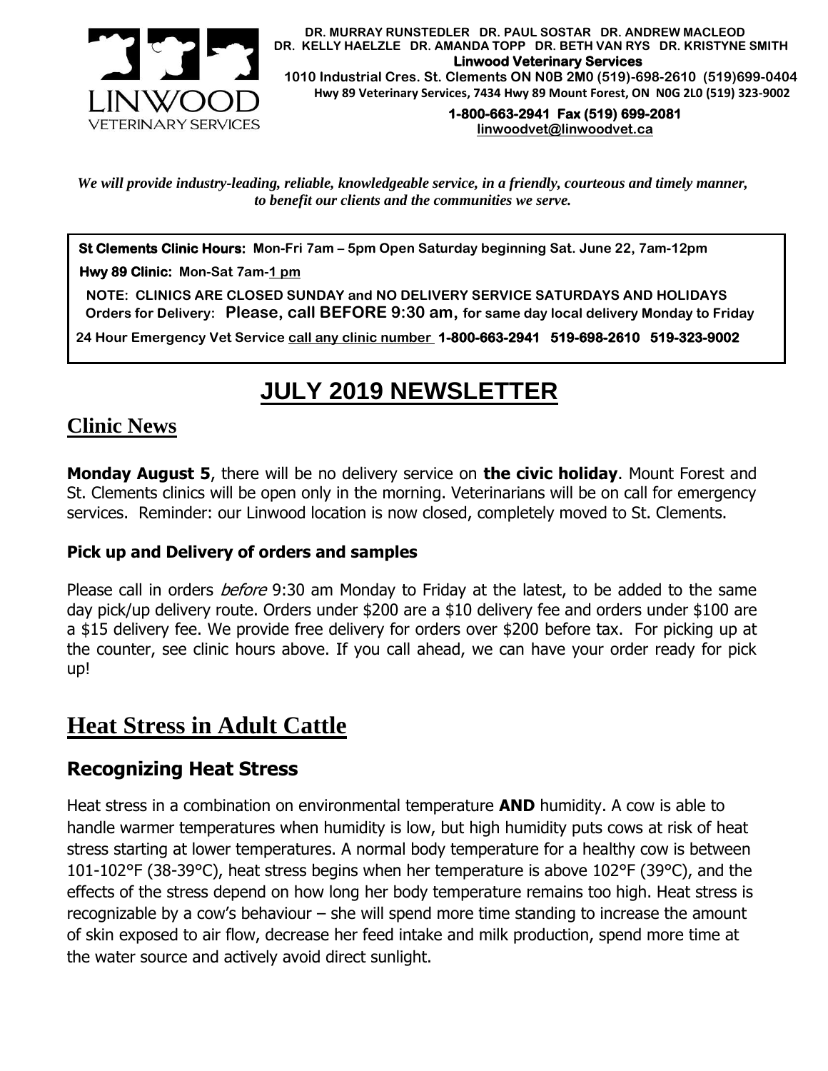**DR. MURRAY RUNSTEDLER DR. PAUL SOSTAR DR. ANDREW MACLEOD**
**DR. KELLY HAELZLE DR. AMANDA TOPP DR. BETH VAN RYS DR. KRISTYNE SMITH**
**Linwood Veterinary Services**
**1010 Industrial Cres. St. Clements ON N0B 2M0 (519)-698-2610 (519)699-0404**
**Hwy 89 Veterinary Services, 7434 Hwy 89 Mount Forest, ON N0G 2L0 (519) 323-9002**
**1-800-663-2941 Fax (519) 699-2081**
**linwoodvet@linwoodvet.ca**

*We will provide industry-leading, reliable, knowledgeable service, in a friendly, courteous and timely manner, to benefit our clients and the communities we serve.*

**St Clements Clinic Hours: Mon-Fri 7am – 5pm Open Saturday beginning Sat. June 22, 7am-12pm**

**Hwy 89 Clinic: Mon-Sat 7am-1 pm**

**NOTE: CLINICS ARE CLOSED SUNDAY and NO DELIVERY SERVICE SATURDAYS AND HOLIDAYS**
**Orders for Delivery: Please, call BEFORE 9:30 am, for same day local delivery Monday to Friday**

**24 Hour Emergency Vet Service call any clinic number 1-800-663-2941 519-698-2610 519-323-9002**

# JULY 2019 NEWSLETTER

## Clinic News

**Monday August 5**, there will be no delivery service on **the civic holiday**. Mount Forest and St. Clements clinics will be open only in the morning. Veterinarians will be on call for emergency services. Reminder: our Linwood location is now closed, completely moved to St. Clements.

### Pick up and Delivery of orders and samples

Please call in orders *before* 9:30 am Monday to Friday at the latest, to be added to the same day pick/up delivery route. Orders under $200 are a $10 delivery fee and orders under $100 are a $15 delivery fee. We provide free delivery for orders over $200 before tax. For picking up at the counter, see clinic hours above. If you call ahead, we can have your order ready for pick up!

## Heat Stress in Adult Cattle

### Recognizing Heat Stress

Heat stress in a combination on environmental temperature **AND** humidity. A cow is able to handle warmer temperatures when humidity is low, but high humidity puts cows at risk of heat stress starting at lower temperatures. A normal body temperature for a healthy cow is between 101-102°F (38-39°C), heat stress begins when her temperature is above 102°F (39°C), and the effects of the stress depend on how long her body temperature remains too high. Heat stress is recognizable by a cow's behaviour – she will spend more time standing to increase the amount of skin exposed to air flow, decrease her feed intake and milk production, spend more time at the water source and actively avoid direct sunlight.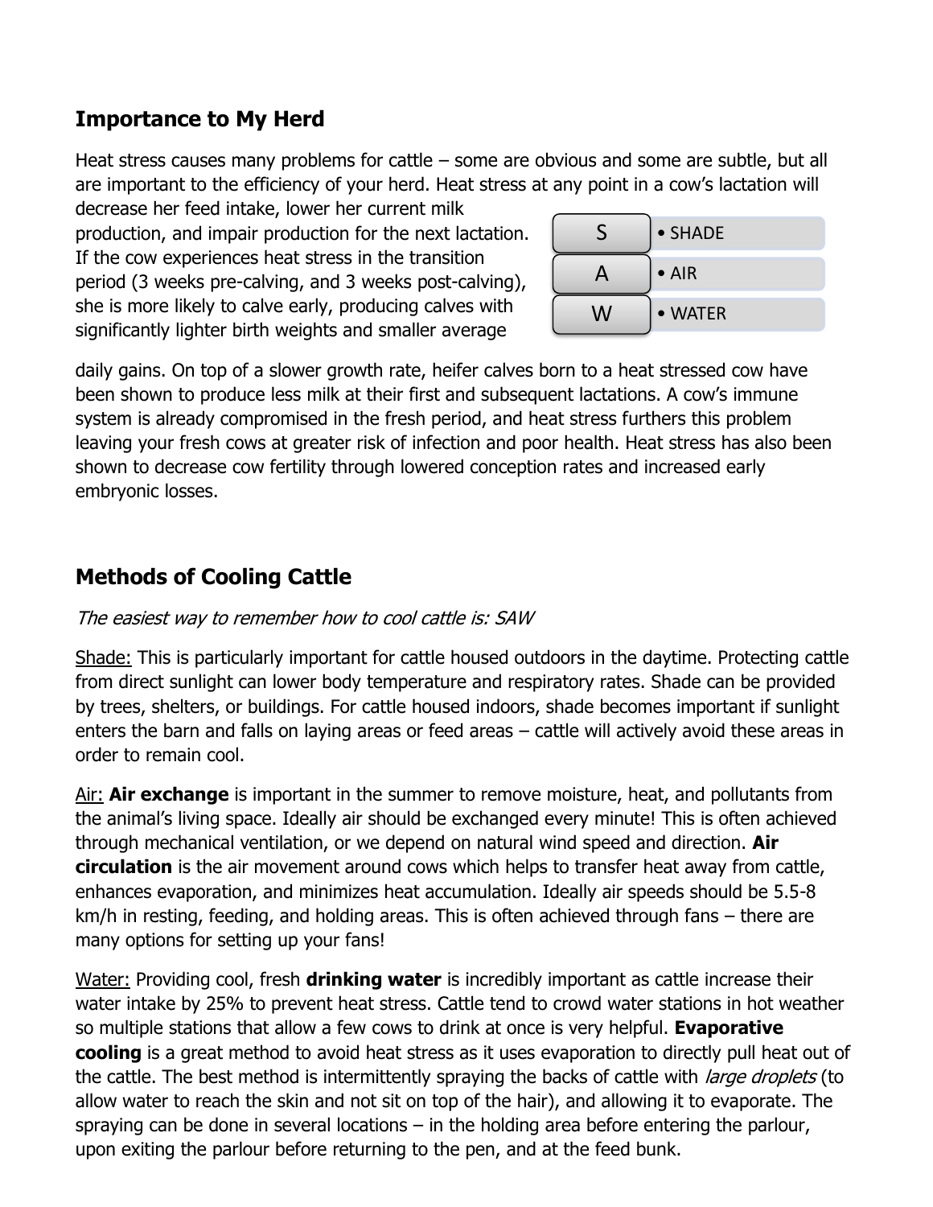## Importance to My Herd

Heat stress causes many problems for cattle – some are obvious and some are subtle, but all are important to the efficiency of your herd. Heat stress at any point in a cow's lactation will decrease her feed intake, lower her current milk production, and impair production for the next lactation. If the cow experiences heat stress in the transition period (3 weeks pre-calving, and 3 weeks post-calving), she is more likely to calve early, producing calves with significantly lighter birth weights and smaller average daily gains. On top of a slower growth rate, heifer calves born to a heat stressed cow have been shown to produce less milk at their first and subsequent lactations. A cow's immune system is already compromised in the fresh period, and heat stress furthers this problem leaving your fresh cows at greater risk of infection and poor health. Heat stress has also been shown to decrease cow fertility through lowered conception rates and increased early embryonic losses.

| | |
|---|---|
| S | • SHADE |
| A | • AIR |
| W | • WATER |

## Methods of Cooling Cattle

*The easiest way to remember how to cool cattle is: SAW*

Shade: This is particularly important for cattle housed outdoors in the daytime. Protecting cattle from direct sunlight can lower body temperature and respiratory rates. Shade can be provided by trees, shelters, or buildings. For cattle housed indoors, shade becomes important if sunlight enters the barn and falls on laying areas or feed areas – cattle will actively avoid these areas in order to remain cool.

Air: **Air exchange** is important in the summer to remove moisture, heat, and pollutants from the animal's living space. Ideally air should be exchanged every minute! This is often achieved through mechanical ventilation, or we depend on natural wind speed and direction. **Air circulation** is the air movement around cows which helps to transfer heat away from cattle, enhances evaporation, and minimizes heat accumulation. Ideally air speeds should be 5.5-8 km/h in resting, feeding, and holding areas. This is often achieved through fans – there are many options for setting up your fans!

Water: Providing cool, fresh **drinking water** is incredibly important as cattle increase their water intake by 25% to prevent heat stress. Cattle tend to crowd water stations in hot weather so multiple stations that allow a few cows to drink at once is very helpful. **Evaporative cooling** is a great method to avoid heat stress as it uses evaporation to directly pull heat out of the cattle. The best method is intermittently spraying the backs of cattle with *large droplets* (to allow water to reach the skin and not sit on top of the hair), and allowing it to evaporate. The spraying can be done in several locations – in the holding area before entering the parlour, upon exiting the parlour before returning to the pen, and at the feed bunk.